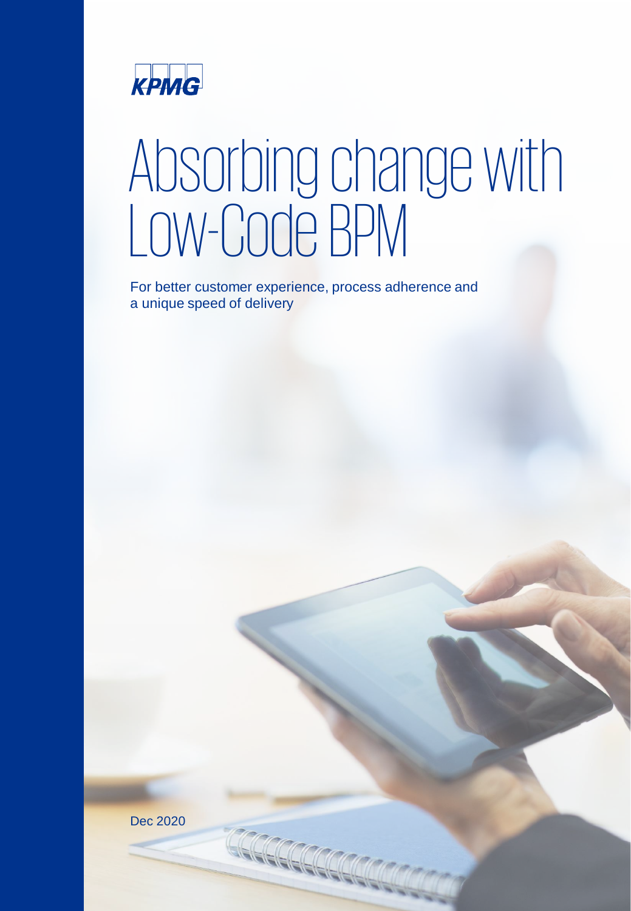KPMG

# Absorbing change with Low-Code BPM

For better customer experience, process adherence and a unique speed of delivery

Dec 2020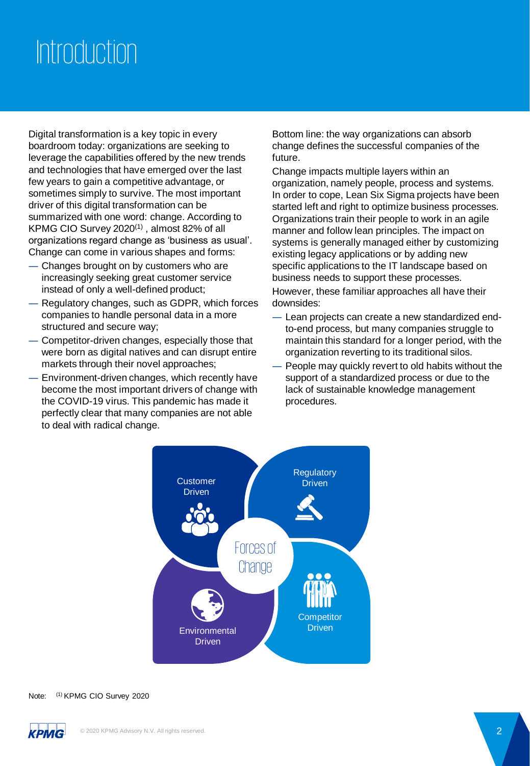# Introduction

Digital transformation is a key topic in every boardroom today: organizations are seeking to leverage the capabilities offered by the new trends and technologies that have emerged over the last few years to gain a competitive advantage, or sometimes simply to survive. The most important driver of this digital transformation can be summarized with one word: change. According to KPMG CIO Survey 2020[(1)] , almost 82% of all organizations regard change as 'business as usual'. Change can come in various shapes and forms:

- Changes brought on by customers who are increasingly seeking great customer service instead of only a well-defined product;
- Regulatory changes, such as GDPR, which forces companies to handle personal data in a more structured and secure way;
- Competitor-driven changes, especially those that were born as digital natives and can disrupt entire markets through their novel approaches;
- Environment-driven changes, which recently have become the most important drivers of change with the COVID-19 virus. This pandemic has made it perfectly clear that many companies are not able to deal with radical change.

Bottom line: the way organizations can absorb change defines the successful companies of the future.

Change impacts multiple layers within an organization, namely people, process and systems. In order to cope, Lean Six Sigma projects have been started left and right to optimize business processes. Organizations train their people to work in an agile manner and follow lean principles. The impact on systems is generally managed either by customizing existing legacy applications or by adding new specific applications to the IT landscape based on business needs to support these processes.

However, these familiar approaches all have their downsides:

- Lean projects can create a new standardized end-to-end process, but many companies struggle to maintain this standard for a longer period, with the organization reverting to its traditional silos.
- People may quickly revert to old habits without the support of a standardized process or due to the lack of sustainable knowledge management procedures.

Forces of Change: Customer Driven, Regulatory Driven, Environmental Driven, Competitor Driven

Note: [(1)] KPMG CIO Survey 2020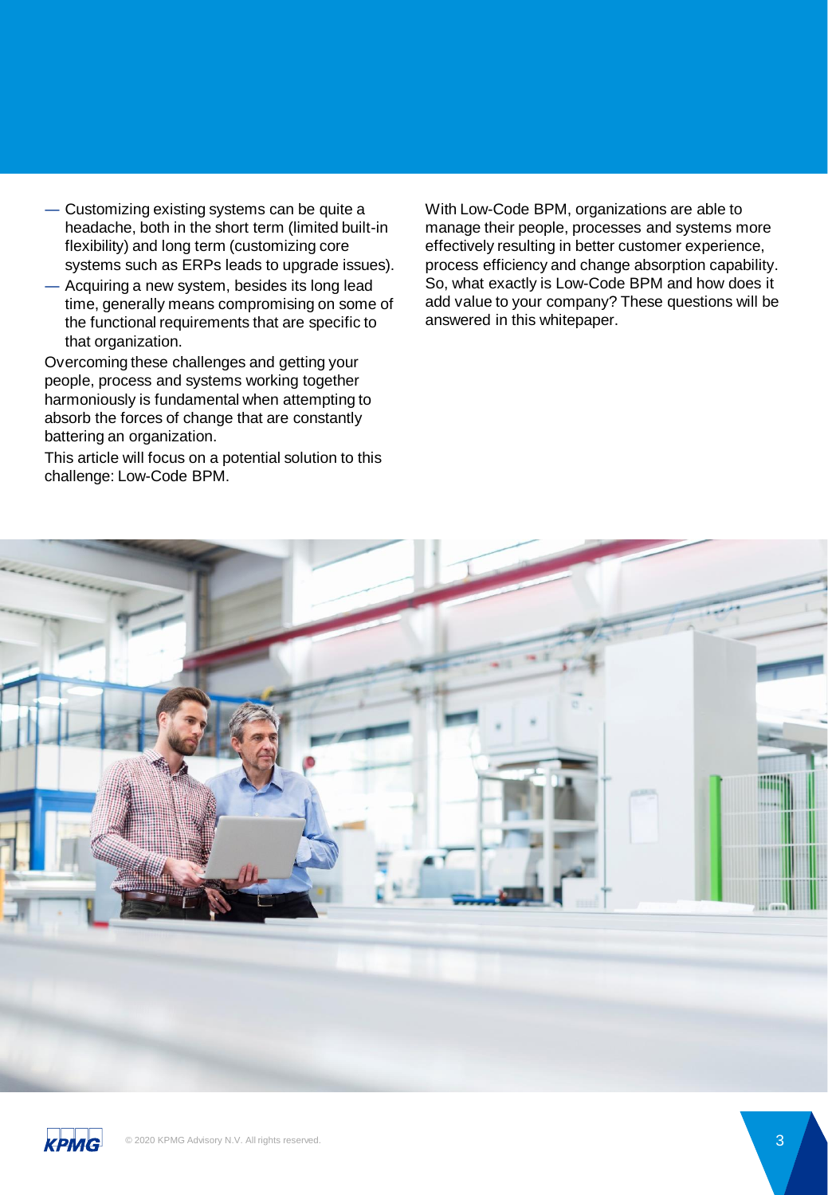- Customizing existing systems can be quite a headache, both in the short term (limited built-in flexibility) and long term (customizing core systems such as ERPs leads to upgrade issues).
- Acquiring a new system, besides its long lead time, generally means compromising on some of the functional requirements that are specific to that organization.

Overcoming these challenges and getting your people, process and systems working together harmoniously is fundamental when attempting to absorb the forces of change that are constantly battering an organization.

This article will focus on a potential solution to this challenge: Low-Code BPM.

With Low-Code BPM, organizations are able to manage their people, processes and systems more effectively resulting in better customer experience, process efficiency and change absorption capability. So, what exactly is Low-Code BPM and how does it add value to your company? These questions will be answered in this whitepaper.

© 2020 KPMG Advisory N.V. All rights reserved.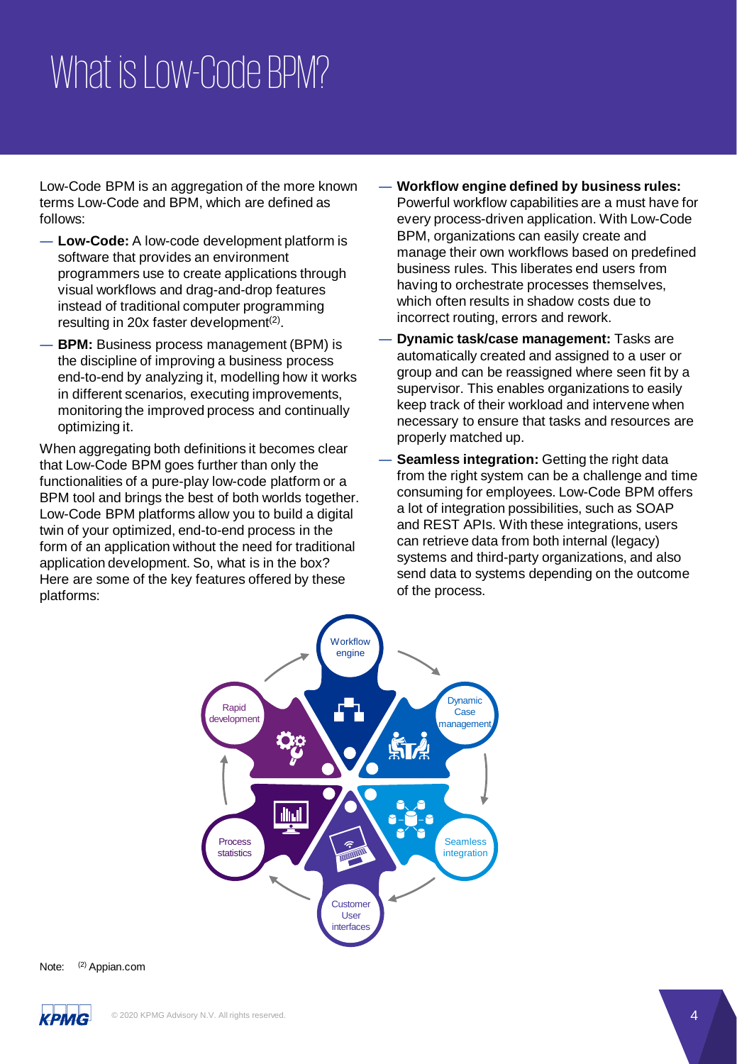# What is Low-Code BPM?

Low-Code BPM is an aggregation of the more known terms Low-Code and BPM, which are defined as follows:

- **Low-Code:** A low-code development platform is software that provides an environment programmers use to create applications through visual workflows and drag-and-drop features instead of traditional computer programming resulting in 20x faster development[2].
- **BPM:** Business process management (BPM) is the discipline of improving a business process end-to-end by analyzing it, modelling how it works in different scenarios, executing improvements, monitoring the improved process and continually optimizing it.

When aggregating both definitions it becomes clear that Low-Code BPM goes further than only the functionalities of a pure-play low-code platform or a BPM tool and brings the best of both worlds together. Low-Code BPM platforms allow you to build a digital twin of your optimized, end-to-end process in the form of an application without the need for traditional application development. So, what is in the box? Here are some of the key features offered by these platforms:

- **Workflow engine defined by business rules:** Powerful workflow capabilities are a must have for every process-driven application. With Low-Code BPM, organizations can easily create and manage their own workflows based on predefined business rules. This liberates end users from having to orchestrate processes themselves, which often results in shadow costs due to incorrect routing, errors and rework.
- **Dynamic task/case management:** Tasks are automatically created and assigned to a user or group and can be reassigned where seen fit by a supervisor. This enables organizations to easily keep track of their workload and intervene when necessary to ensure that tasks and resources are properly matched up.
- **Seamless integration:** Getting the right data from the right system can be a challenge and time consuming for employees. Low-Code BPM offers a lot of integration possibilities, such as SOAP and REST APIs. With these integrations, users can retrieve data from both internal (legacy) systems and third-party organizations, and also send data to systems depending on the outcome of the process.

Workflow engine · Dynamic Case management · Seamless integration · Customer User interfaces · Process statistics · Rapid development

Note: [2] Appian.com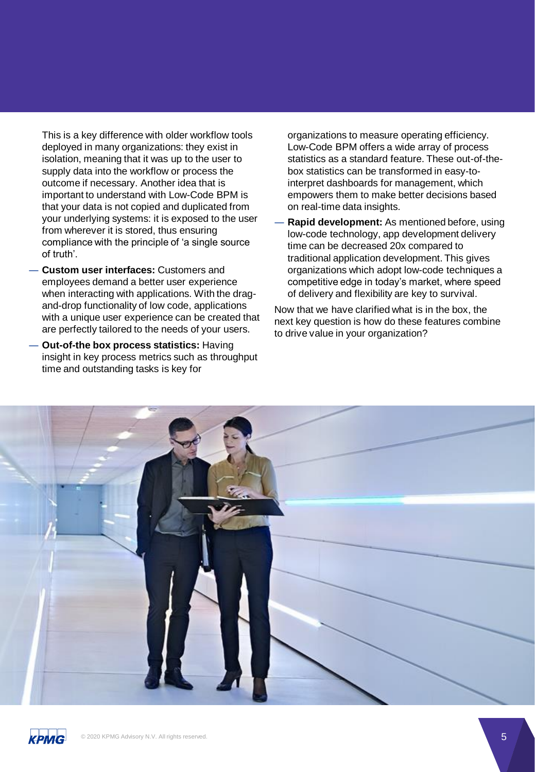This is a key difference with older workflow tools deployed in many organizations: they exist in isolation, meaning that it was up to the user to supply data into the workflow or process the outcome if necessary. Another idea that is important to understand with Low-Code BPM is that your data is not copied and duplicated from your underlying systems: it is exposed to the user from wherever it is stored, thus ensuring compliance with the principle of 'a single source of truth'.

- **Custom user interfaces:** Customers and employees demand a better user experience when interacting with applications. With the drag-and-drop functionality of low code, applications with a unique user experience can be created that are perfectly tailored to the needs of your users.
- **Out-of-the box process statistics:** Having insight in key process metrics such as throughput time and outstanding tasks is key for organizations to measure operating efficiency. Low-Code BPM offers a wide array of process statistics as a standard feature. These out-of-the-box statistics can be transformed in easy-to-interpret dashboards for management, which empowers them to make better decisions based on real-time data insights.
- **Rapid development:** As mentioned before, using low-code technology, app development delivery time can be decreased 20x compared to traditional application development. This gives organizations which adopt low-code techniques a competitive edge in today's market, where speed of delivery and flexibility are key to survival.

Now that we have clarified what is in the box, the next key question is how do these features combine to drive value in your organization?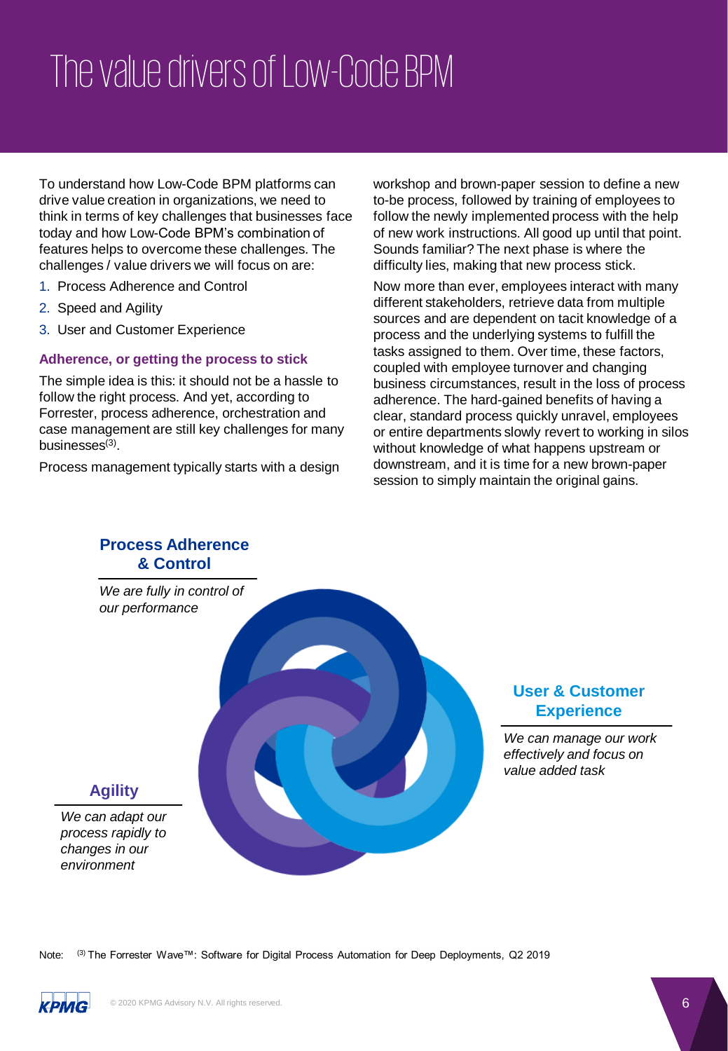# The value drivers of Low-Code BPM

To understand how Low-Code BPM platforms can drive value creation in organizations, we need to think in terms of key challenges that businesses face today and how Low-Code BPM's combination of features helps to overcome these challenges. The challenges / value drivers we will focus on are:

1. Process Adherence and Control
2. Speed and Agility
3. User and Customer Experience

### Adherence, or getting the process to stick

The simple idea is this: it should not be a hassle to follow the right process. And yet, according to Forrester, process adherence, orchestration and case management are still key challenges for many businesses[3].

Process management typically starts with a design workshop and brown-paper session to define a new to-be process, followed by training of employees to follow the newly implemented process with the help of new work instructions. All good up until that point. Sounds familiar? The next phase is where the difficulty lies, making that new process stick.

Now more than ever, employees interact with many different stakeholders, retrieve data from multiple sources and are dependent on tacit knowledge of a process and the underlying systems to fulfill the tasks assigned to them. Over time, these factors, coupled with employee turnover and changing business circumstances, result in the loss of process adherence. The hard-gained benefits of having a clear, standard process quickly unravel, employees or entire departments slowly revert to working in silos without knowledge of what happens upstream or downstream, and it is time for a new brown-paper session to simply maintain the original gains.

**Process Adherence & Control**

*We are fully in control of our performance*

**User & Customer Experience**

*We can manage our work effectively and focus on value added task*

**Agility**

*We can adapt our process rapidly to changes in our environment*

Note: [3] The Forrester Wave™: Software for Digital Process Automation for Deep Deployments, Q2 2019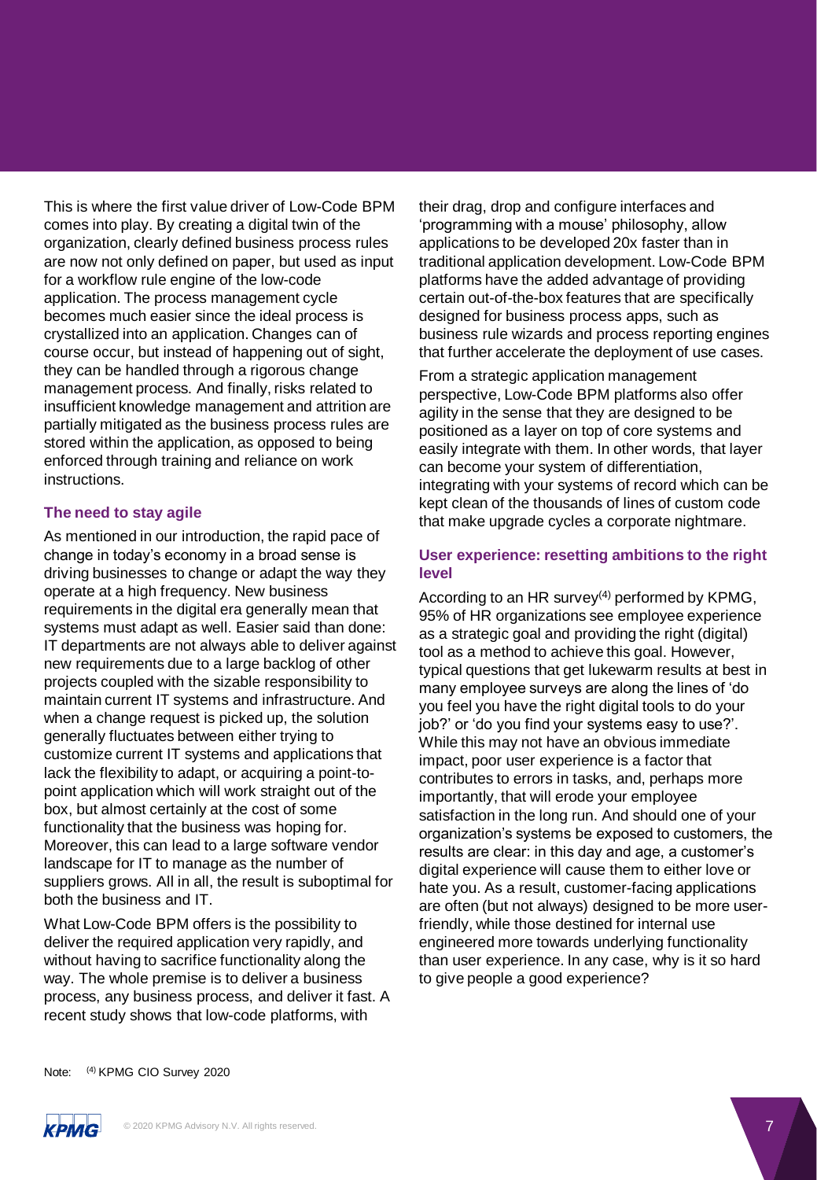This is where the first value driver of Low-Code BPM comes into play. By creating a digital twin of the organization, clearly defined business process rules are now not only defined on paper, but used as input for a workflow rule engine of the low-code application. The process management cycle becomes much easier since the ideal process is crystallized into an application. Changes can of course occur, but instead of happening out of sight, they can be handled through a rigorous change management process. And finally, risks related to insufficient knowledge management and attrition are partially mitigated as the business process rules are stored within the application, as opposed to being enforced through training and reliance on work instructions.

### The need to stay agile

As mentioned in our introduction, the rapid pace of change in today's economy in a broad sense is driving businesses to change or adapt the way they operate at a high frequency. New business requirements in the digital era generally mean that systems must adapt as well. Easier said than done: IT departments are not always able to deliver against new requirements due to a large backlog of other projects coupled with the sizable responsibility to maintain current IT systems and infrastructure. And when a change request is picked up, the solution generally fluctuates between either trying to customize current IT systems and applications that lack the flexibility to adapt, or acquiring a point-to-point application which will work straight out of the box, but almost certainly at the cost of some functionality that the business was hoping for. Moreover, this can lead to a large software vendor landscape for IT to manage as the number of suppliers grows. All in all, the result is suboptimal for both the business and IT.

What Low-Code BPM offers is the possibility to deliver the required application very rapidly, and without having to sacrifice functionality along the way. The whole premise is to deliver a business process, any business process, and deliver it fast. A recent study shows that low-code platforms, with their drag, drop and configure interfaces and 'programming with a mouse' philosophy, allow applications to be developed 20x faster than in traditional application development. Low-Code BPM platforms have the added advantage of providing certain out-of-the-box features that are specifically designed for business process apps, such as business rule wizards and process reporting engines that further accelerate the deployment of use cases.

From a strategic application management perspective, Low-Code BPM platforms also offer agility in the sense that they are designed to be positioned as a layer on top of core systems and easily integrate with them. In other words, that layer can become your system of differentiation, integrating with your systems of record which can be kept clean of the thousands of lines of custom code that make upgrade cycles a corporate nightmare.

### User experience: resetting ambitions to the right level

According to an HR survey[4] performed by KPMG, 95% of HR organizations see employee experience as a strategic goal and providing the right (digital) tool as a method to achieve this goal. However, typical questions that get lukewarm results at best in many employee surveys are along the lines of 'do you feel you have the right digital tools to do your job?' or 'do you find your systems easy to use?'. While this may not have an obvious immediate impact, poor user experience is a factor that contributes to errors in tasks, and, perhaps more importantly, that will erode your employee satisfaction in the long run. And should one of your organization's systems be exposed to customers, the results are clear: in this day and age, a customer's digital experience will cause them to either love or hate you. As a result, customer-facing applications are often (but not always) designed to be more user-friendly, while those destined for internal use engineered more towards underlying functionality than user experience. In any case, why is it so hard to give people a good experience?

Note: [4] KPMG CIO Survey 2020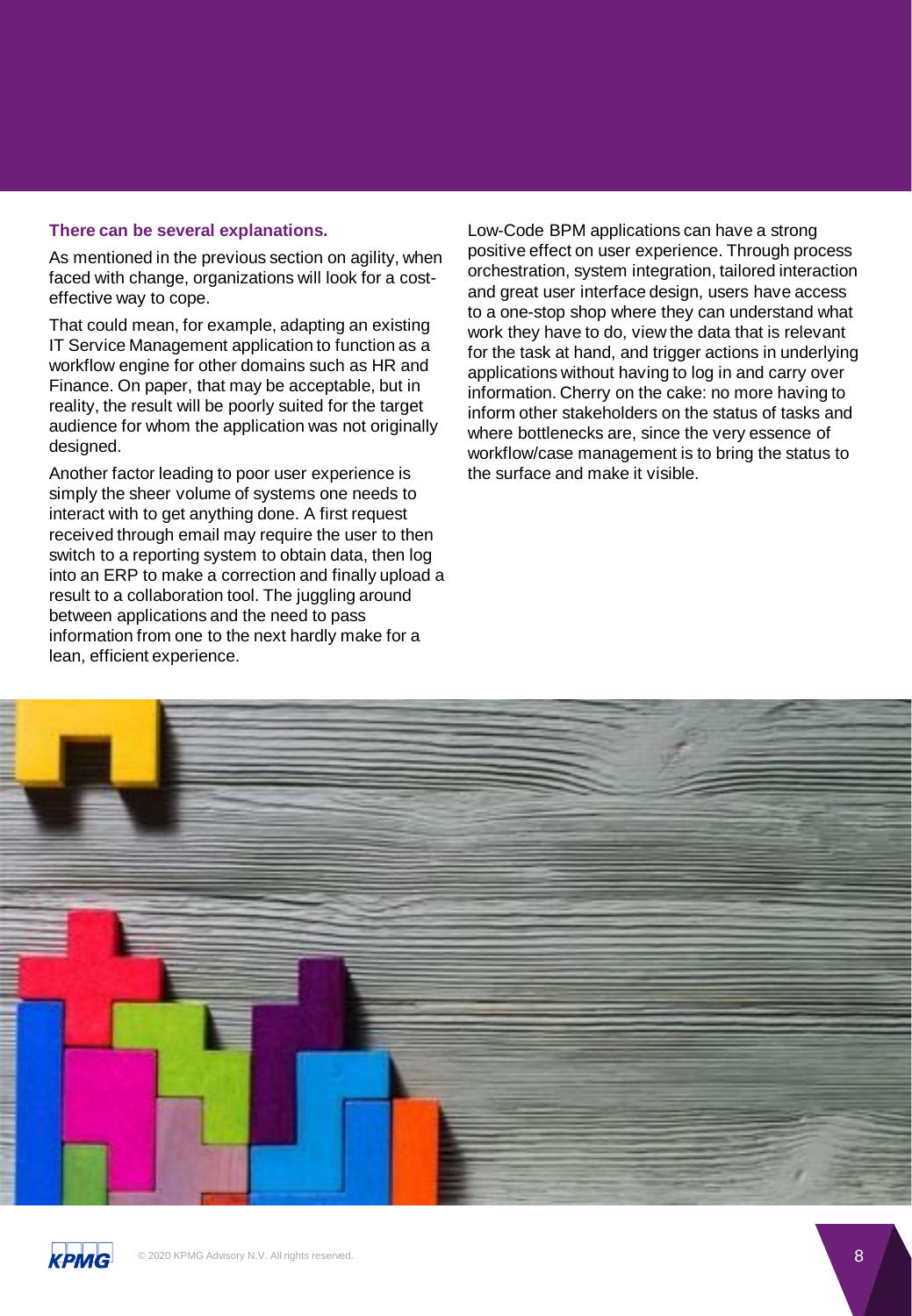**There can be several explanations.**

As mentioned in the previous section on agility, when faced with change, organizations will look for a cost-effective way to cope.

That could mean, for example, adapting an existing IT Service Management application to function as a workflow engine for other domains such as HR and Finance. On paper, that may be acceptable, but in reality, the result will be poorly suited for the target audience for whom the application was not originally designed.

Another factor leading to poor user experience is simply the sheer volume of systems one needs to interact with to get anything done. A first request received through email may require the user to then switch to a reporting system to obtain data, then log into an ERP to make a correction and finally upload a result to a collaboration tool. The juggling around between applications and the need to pass information from one to the next hardly make for a lean, efficient experience.

Low-Code BPM applications can have a strong positive effect on user experience. Through process orchestration, system integration, tailored interaction and great user interface design, users have access to a one-stop shop where they can understand what work they have to do, view the data that is relevant for the task at hand, and trigger actions in underlying applications without having to log in and carry over information. Cherry on the cake: no more having to inform other stakeholders on the status of tasks and where bottlenecks are, since the very essence of workflow/case management is to bring the status to the surface and make it visible.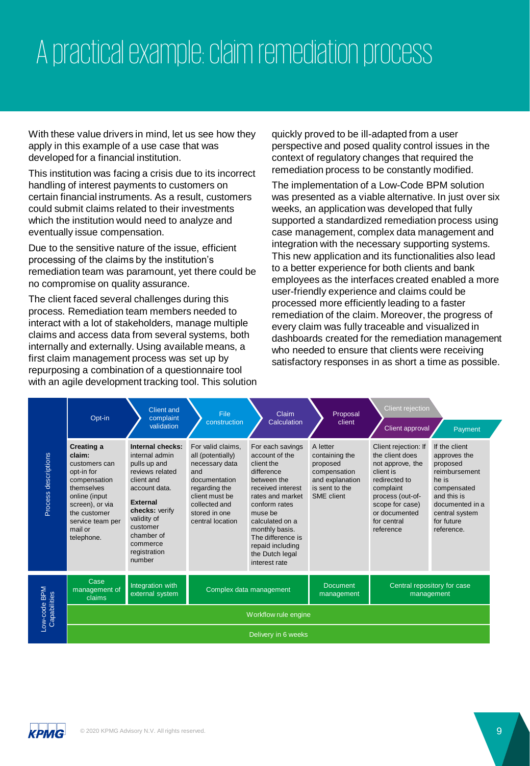# A practical example: claim remediation process

With these value drivers in mind, let us see how they apply in this example of a use case that was developed for a financial institution.

This institution was facing a crisis due to its incorrect handling of interest payments to customers on certain financial instruments. As a result, customers could submit claims related to their investments which the institution would need to analyze and eventually issue compensation.

Due to the sensitive nature of the issue, efficient processing of the claims by the institution's remediation team was paramount, yet there could be no compromise on quality assurance.

The client faced several challenges during this process. Remediation team members needed to interact with a lot of stakeholders, manage multiple claims and access data from several systems, both internally and externally. Using available means, a first claim management process was set up by repurposing a combination of a questionnaire tool with an agile development tracking tool. This solution quickly proved to be ill-adapted from a user perspective and posed quality control issues in the context of regulatory changes that required the remediation process to be constantly modified.

The implementation of a Low-Code BPM solution was presented as a viable alternative. In just over six weeks, an application was developed that fully supported a standardized remediation process using case management, complex data management and integration with the necessary supporting systems. This new application and its functionalities also lead to a better experience for both clients and bank employees as the interfaces created enabled a more user-friendly experience and claims could be processed more efficiently leading to a faster remediation of the claim. Moreover, the progress of every claim was fully traceable and visualized in dashboards created for the remediation management who needed to ensure that clients were receiving satisfactory responses in as short a time as possible.

| | Opt-in | Client and complaint validation | File construction | Claim Calculation | Proposal client | Client rejection / Client approval | Payment |
|---|---|---|---|---|---|---|---|
| Process descriptions | **Creating a claim:** customers can opt-in for compensation themselves online (input screen), or via the customer service team per mail or telephone. | **Internal checks:** internal admin pulls up and reviews related client and account data. **External checks:** verify validity of customer chamber of commerce registration number | For valid claims, all (potentially) necessary data and documentation regarding the client must be collected and stored in one central location | For each savings account of the client the difference between the received interest rates and market conform rates muse be calculated on a monthly basis. The difference is repaid including the Dutch legal interest rate | A letter containing the proposed compensation and explanation is sent to the SME client | Client rejection: If the client does not approve, the client is redirected to complaint process (out-of-scope for case) or documented for central reference | If the client approves the proposed reimbursement he is compensated and this is documented in a central system for future reference. |
| Low-code BPM Capabilities | Case management of claims | Integration with external system | Complex data management | | Document management | Central repository for case management | |
| | Workflow rule engine | | | | | | |
| | Delivery in 6 weeks | | | | | | |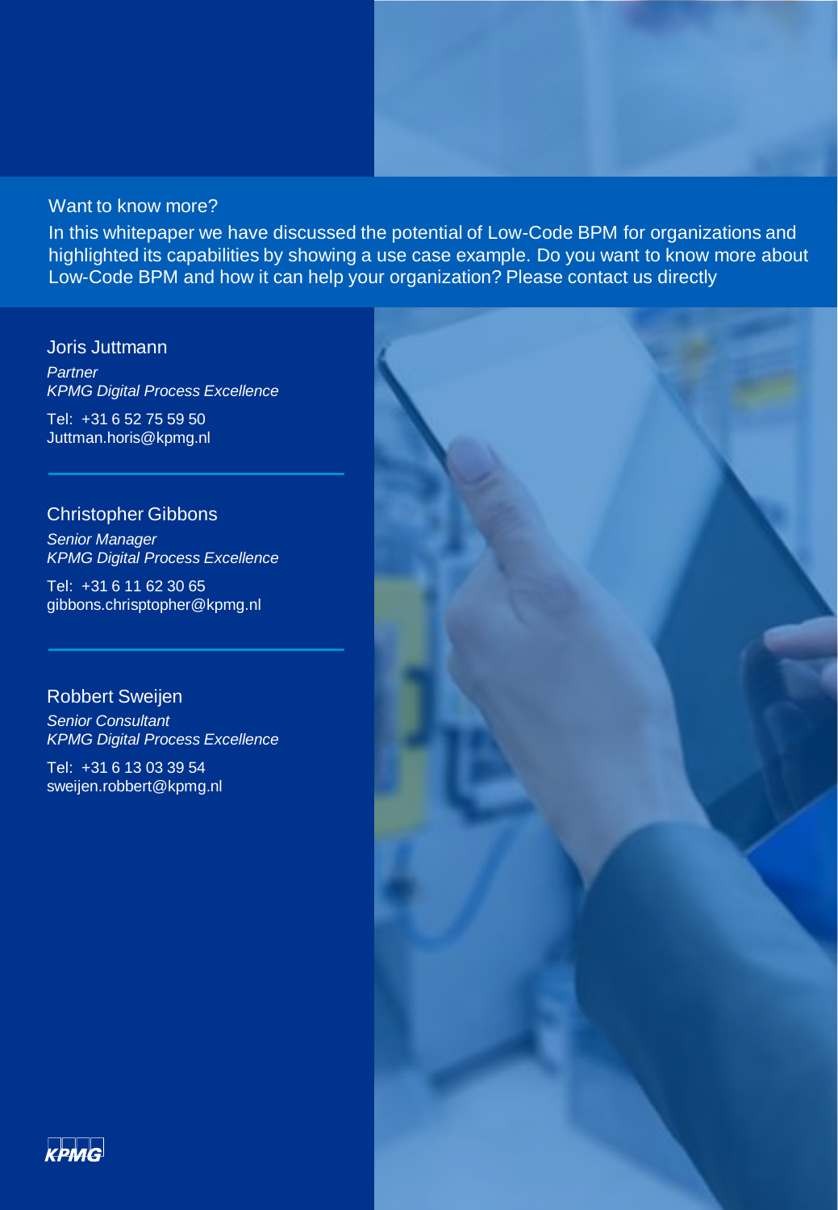## Want to know more?

In this whitepaper we have discussed the potential of Low-Code BPM for organizations and highlighted its capabilities by showing a use case example. Do you want to know more about Low-Code BPM and how it can help your organization? Please contact us directly

### Joris Juttmann

*Partner*
*KPMG Digital Process Excellence*

Tel: +31 6 52 75 59 50
Juttman.horis@kpmg.nl

---

### Christopher Gibbons

*Senior Manager*
*KPMG Digital Process Excellence*

Tel: +31 6 11 62 30 65
gibbons.chrisptopher@kpmg.nl

---

### Robbert Sweijen

*Senior Consultant*
*KPMG Digital Process Excellence*

Tel: +31 6 13 03 39 54
sweijen.robbert@kpmg.nl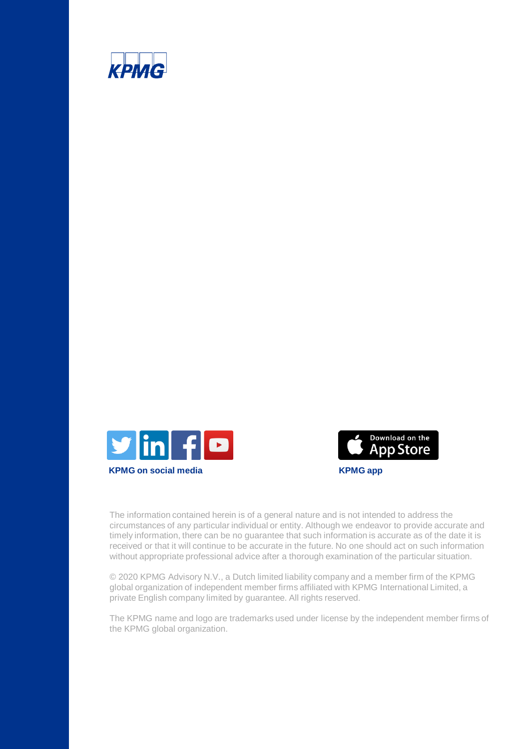KPMG on social media

KPMG app

The information contained herein is of a general nature and is not intended to address the circumstances of any particular individual or entity. Although we endeavor to provide accurate and timely information, there can be no guarantee that such information is accurate as of the date it is received or that it will continue to be accurate in the future. No one should act on such information without appropriate professional advice after a thorough examination of the particular situation.

© 2020 KPMG Advisory N.V., a Dutch limited liability company and a member firm of the KPMG global organization of independent member firms affiliated with KPMG International Limited, a private English company limited by guarantee. All rights reserved.

The KPMG name and logo are trademarks used under license by the independent member firms of the KPMG global organization.